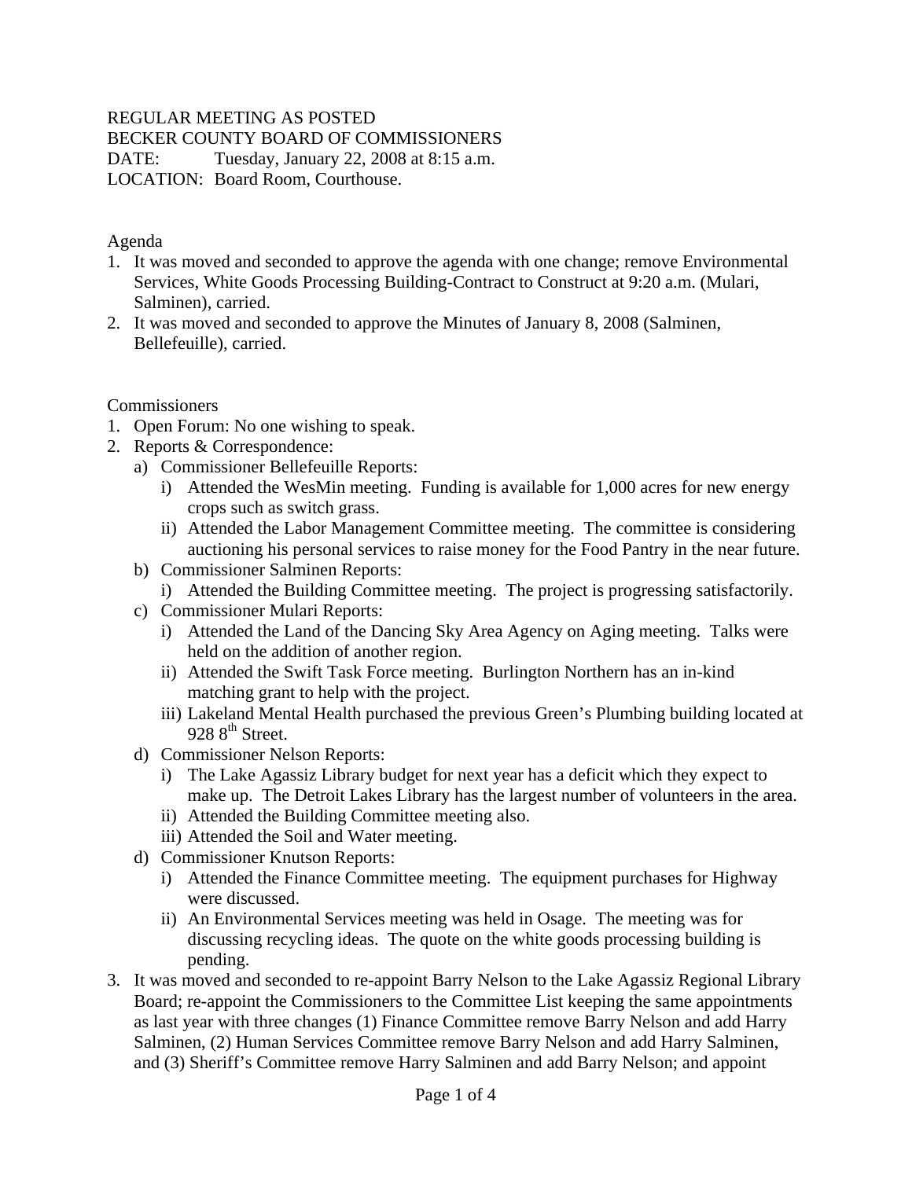REGULAR MEETING AS POSTED
BECKER COUNTY BOARD OF COMMISSIONERS
DATE: Tuesday, January 22, 2008 at 8:15 a.m.
LOCATION: Board Room, Courthouse.

Agenda

1. It was moved and seconded to approve the agenda with one change; remove Environmental Services, White Goods Processing Building-Contract to Construct at 9:20 a.m. (Mulari, Salminen), carried.
2. It was moved and seconded to approve the Minutes of January 8, 2008 (Salminen, Bellefeuille), carried.

Commissioners

1. Open Forum: No one wishing to speak.
2. Reports & Correspondence:
   a) Commissioner Bellefeuille Reports:
      i) Attended the WesMin meeting. Funding is available for 1,000 acres for new energy crops such as switch grass.
      ii) Attended the Labor Management Committee meeting. The committee is considering auctioning his personal services to raise money for the Food Pantry in the near future.
   b) Commissioner Salminen Reports:
      i) Attended the Building Committee meeting. The project is progressing satisfactorily.
   c) Commissioner Mulari Reports:
      i) Attended the Land of the Dancing Sky Area Agency on Aging meeting. Talks were held on the addition of another region.
      ii) Attended the Swift Task Force meeting. Burlington Northern has an in-kind matching grant to help with the project.
      iii) Lakeland Mental Health purchased the previous Green's Plumbing building located at 928 8th Street.
   d) Commissioner Nelson Reports:
      i) The Lake Agassiz Library budget for next year has a deficit which they expect to make up. The Detroit Lakes Library has the largest number of volunteers in the area.
      ii) Attended the Building Committee meeting also.
      iii) Attended the Soil and Water meeting.
   d) Commissioner Knutson Reports:
      i) Attended the Finance Committee meeting. The equipment purchases for Highway were discussed.
      ii) An Environmental Services meeting was held in Osage. The meeting was for discussing recycling ideas. The quote on the white goods processing building is pending.
3. It was moved and seconded to re-appoint Barry Nelson to the Lake Agassiz Regional Library Board; re-appoint the Commissioners to the Committee List keeping the same appointments as last year with three changes (1) Finance Committee remove Barry Nelson and add Harry Salminen, (2) Human Services Committee remove Barry Nelson and add Harry Salminen, and (3) Sheriff's Committee remove Harry Salminen and add Barry Nelson; and appoint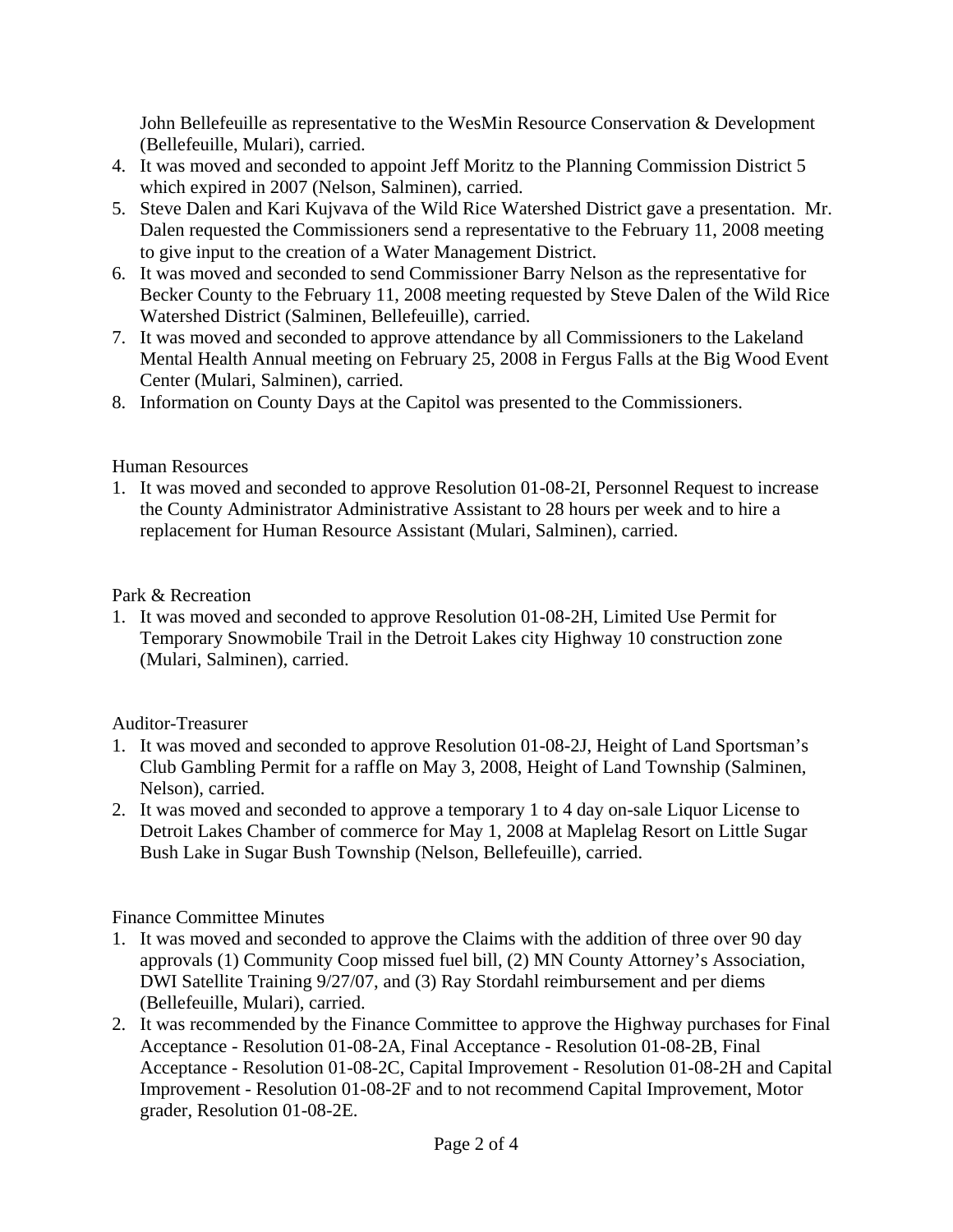John Bellefeuille as representative to the WesMin Resource Conservation & Development (Bellefeuille, Mulari), carried.

4. It was moved and seconded to appoint Jeff Moritz to the Planning Commission District 5 which expired in 2007 (Nelson, Salminen), carried.
5. Steve Dalen and Kari Kujvava of the Wild Rice Watershed District gave a presentation. Mr. Dalen requested the Commissioners send a representative to the February 11, 2008 meeting to give input to the creation of a Water Management District.
6. It was moved and seconded to send Commissioner Barry Nelson as the representative for Becker County to the February 11, 2008 meeting requested by Steve Dalen of the Wild Rice Watershed District (Salminen, Bellefeuille), carried.
7. It was moved and seconded to approve attendance by all Commissioners to the Lakeland Mental Health Annual meeting on February 25, 2008 in Fergus Falls at the Big Wood Event Center (Mulari, Salminen), carried.
8. Information on County Days at the Capitol was presented to the Commissioners.

Human Resources

1. It was moved and seconded to approve Resolution 01-08-2I, Personnel Request to increase the County Administrator Administrative Assistant to 28 hours per week and to hire a replacement for Human Resource Assistant (Mulari, Salminen), carried.

Park & Recreation

1. It was moved and seconded to approve Resolution 01-08-2H, Limited Use Permit for Temporary Snowmobile Trail in the Detroit Lakes city Highway 10 construction zone (Mulari, Salminen), carried.

Auditor-Treasurer

1. It was moved and seconded to approve Resolution 01-08-2J, Height of Land Sportsman's Club Gambling Permit for a raffle on May 3, 2008, Height of Land Township (Salminen, Nelson), carried.
2. It was moved and seconded to approve a temporary 1 to 4 day on-sale Liquor License to Detroit Lakes Chamber of commerce for May 1, 2008 at Maplelag Resort on Little Sugar Bush Lake in Sugar Bush Township (Nelson, Bellefeuille), carried.

Finance Committee Minutes

1. It was moved and seconded to approve the Claims with the addition of three over 90 day approvals (1) Community Coop missed fuel bill, (2) MN County Attorney's Association, DWI Satellite Training 9/27/07, and (3) Ray Stordahl reimbursement and per diems (Bellefeuille, Mulari), carried.
2. It was recommended by the Finance Committee to approve the Highway purchases for Final Acceptance - Resolution 01-08-2A, Final Acceptance - Resolution 01-08-2B, Final Acceptance - Resolution 01-08-2C, Capital Improvement - Resolution 01-08-2H and Capital Improvement - Resolution 01-08-2F and to not recommend Capital Improvement, Motor grader, Resolution 01-08-2E.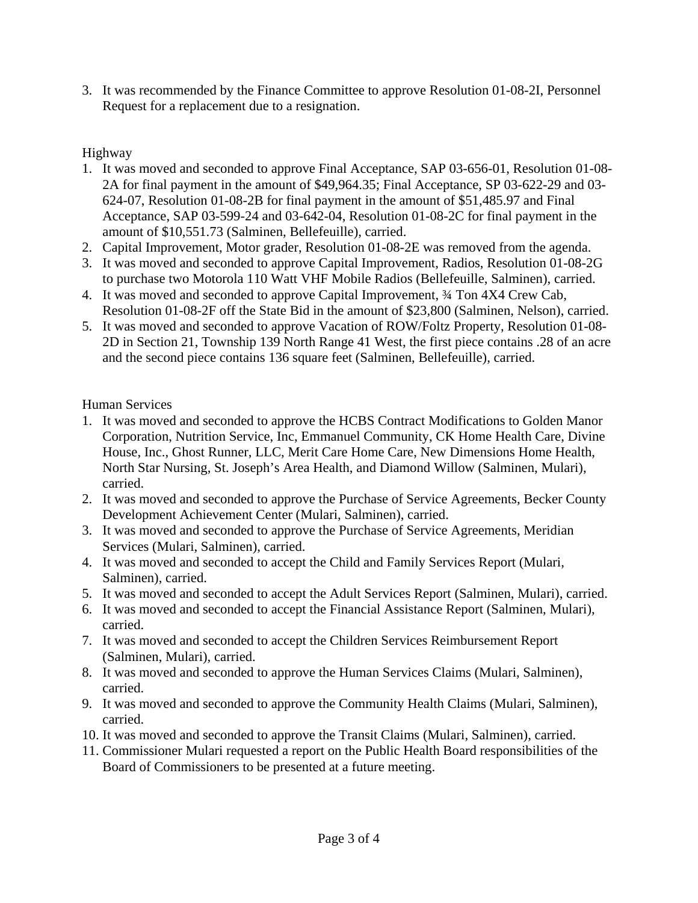3. It was recommended by the Finance Committee to approve Resolution 01-08-2I, Personnel Request for a replacement due to a resignation.

Highway

1. It was moved and seconded to approve Final Acceptance, SAP 03-656-01, Resolution 01-08-2A for final payment in the amount of $49,964.35; Final Acceptance, SP 03-622-29 and 03-624-07, Resolution 01-08-2B for final payment in the amount of $51,485.97 and Final Acceptance, SAP 03-599-24 and 03-642-04, Resolution 01-08-2C for final payment in the amount of $10,551.73 (Salminen, Bellefeuille), carried.
2. Capital Improvement, Motor grader, Resolution 01-08-2E was removed from the agenda.
3. It was moved and seconded to approve Capital Improvement, Radios, Resolution 01-08-2G to purchase two Motorola 110 Watt VHF Mobile Radios (Bellefeuille, Salminen), carried.
4. It was moved and seconded to approve Capital Improvement, ¾ Ton 4X4 Crew Cab, Resolution 01-08-2F off the State Bid in the amount of $23,800 (Salminen, Nelson), carried.
5. It was moved and seconded to approve Vacation of ROW/Foltz Property, Resolution 01-08-2D in Section 21, Township 139 North Range 41 West, the first piece contains .28 of an acre and the second piece contains 136 square feet (Salminen, Bellefeuille), carried.

Human Services

1. It was moved and seconded to approve the HCBS Contract Modifications to Golden Manor Corporation, Nutrition Service, Inc, Emmanuel Community, CK Home Health Care, Divine House, Inc., Ghost Runner, LLC, Merit Care Home Care, New Dimensions Home Health, North Star Nursing, St. Joseph's Area Health, and Diamond Willow (Salminen, Mulari), carried.
2. It was moved and seconded to approve the Purchase of Service Agreements, Becker County Development Achievement Center (Mulari, Salminen), carried.
3. It was moved and seconded to approve the Purchase of Service Agreements, Meridian Services (Mulari, Salminen), carried.
4. It was moved and seconded to accept the Child and Family Services Report (Mulari, Salminen), carried.
5. It was moved and seconded to accept the Adult Services Report (Salminen, Mulari), carried.
6. It was moved and seconded to accept the Financial Assistance Report (Salminen, Mulari), carried.
7. It was moved and seconded to accept the Children Services Reimbursement Report (Salminen, Mulari), carried.
8. It was moved and seconded to approve the Human Services Claims (Mulari, Salminen), carried.
9. It was moved and seconded to approve the Community Health Claims (Mulari, Salminen), carried.
10. It was moved and seconded to approve the Transit Claims (Mulari, Salminen), carried.
11. Commissioner Mulari requested a report on the Public Health Board responsibilities of the Board of Commissioners to be presented at a future meeting.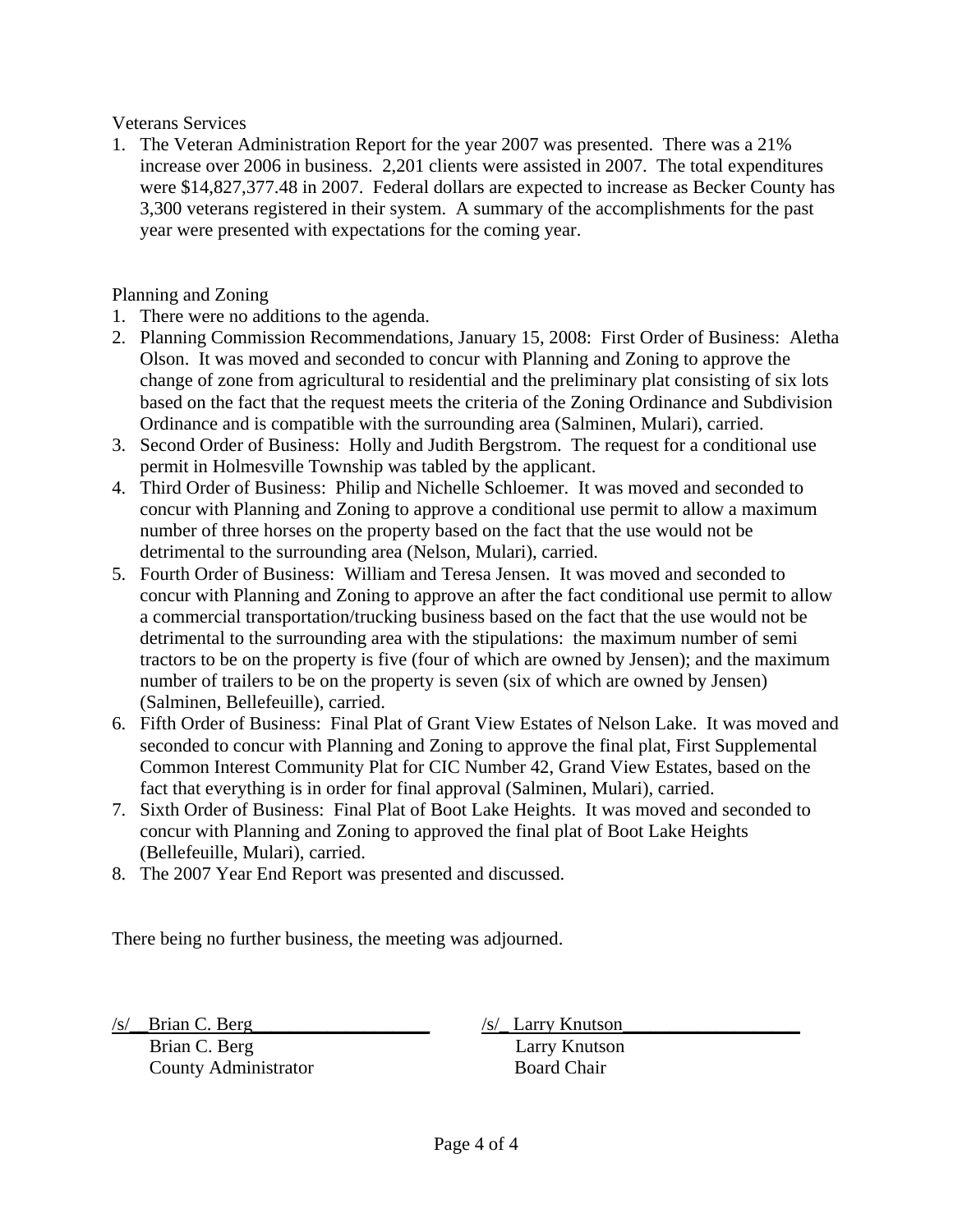Veterans Services

1. The Veteran Administration Report for the year 2007 was presented. There was a 21% increase over 2006 in business. 2,201 clients were assisted in 2007. The total expenditures were $14,827,377.48 in 2007. Federal dollars are expected to increase as Becker County has 3,300 veterans registered in their system. A summary of the accomplishments for the past year were presented with expectations for the coming year.

Planning and Zoning

1. There were no additions to the agenda.
2. Planning Commission Recommendations, January 15, 2008: First Order of Business: Aletha Olson. It was moved and seconded to concur with Planning and Zoning to approve the change of zone from agricultural to residential and the preliminary plat consisting of six lots based on the fact that the request meets the criteria of the Zoning Ordinance and Subdivision Ordinance and is compatible with the surrounding area (Salminen, Mulari), carried.
3. Second Order of Business: Holly and Judith Bergstrom. The request for a conditional use permit in Holmesville Township was tabled by the applicant.
4. Third Order of Business: Philip and Nichelle Schloemer. It was moved and seconded to concur with Planning and Zoning to approve a conditional use permit to allow a maximum number of three horses on the property based on the fact that the use would not be detrimental to the surrounding area (Nelson, Mulari), carried.
5. Fourth Order of Business: William and Teresa Jensen. It was moved and seconded to concur with Planning and Zoning to approve an after the fact conditional use permit to allow a commercial transportation/trucking business based on the fact that the use would not be detrimental to the surrounding area with the stipulations: the maximum number of semi tractors to be on the property is five (four of which are owned by Jensen); and the maximum number of trailers to be on the property is seven (six of which are owned by Jensen) (Salminen, Bellefeuille), carried.
6. Fifth Order of Business: Final Plat of Grant View Estates of Nelson Lake. It was moved and seconded to concur with Planning and Zoning to approve the final plat, First Supplemental Common Interest Community Plat for CIC Number 42, Grand View Estates, based on the fact that everything is in order for final approval (Salminen, Mulari), carried.
7. Sixth Order of Business: Final Plat of Boot Lake Heights. It was moved and seconded to concur with Planning and Zoning to approved the final plat of Boot Lake Heights (Bellefeuille, Mulari), carried.
8. The 2007 Year End Report was presented and discussed.

There being no further business, the meeting was adjourned.

/s/ Brian C. Berg
Brian C. Berg
County Administrator

/s/ Larry Knutson
Larry Knutson
Board Chair